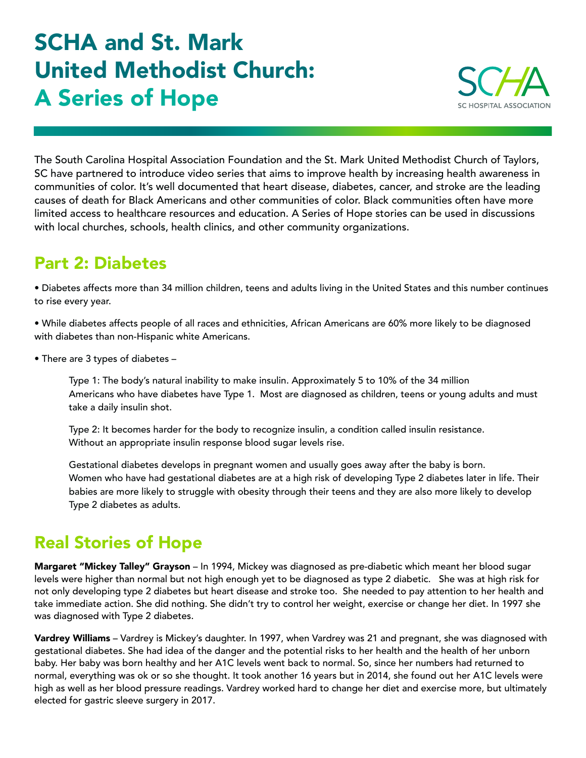# SCHA and St. Mark United Methodist Church: A Series of Hope

SCHA
SC HOSPITAL ASSOCIATION

The South Carolina Hospital Association Foundation and the St. Mark United Methodist Church of Taylors, SC have partnered to introduce video series that aims to improve health by increasing health awareness in communities of color. It's well documented that heart disease, diabetes, cancer, and stroke are the leading causes of death for Black Americans and other communities of color. Black communities often have more limited access to healthcare resources and education. A Series of Hope stories can be used in discussions with local churches, schools, health clinics, and other community organizations.

## Part 2: Diabetes

- Diabetes affects more than 34 million children, teens and adults living in the United States and this number continues to rise every year.
- While diabetes affects people of all races and ethnicities, African Americans are 60% more likely to be diagnosed with diabetes than non-Hispanic white Americans.
- There are 3 types of diabetes –

  Type 1: The body's natural inability to make insulin. Approximately 5 to 10% of the 34 million Americans who have diabetes have Type 1. Most are diagnosed as children, teens or young adults and must take a daily insulin shot.

  Type 2: It becomes harder for the body to recognize insulin, a condition called insulin resistance. Without an appropriate insulin response blood sugar levels rise.

  Gestational diabetes develops in pregnant women and usually goes away after the baby is born. Women who have had gestational diabetes are at a high risk of developing Type 2 diabetes later in life. Their babies are more likely to struggle with obesity through their teens and they are also more likely to develop Type 2 diabetes as adults.

## Real Stories of Hope

**Margaret "Mickey Talley" Grayson** – In 1994, Mickey was diagnosed as pre-diabetic which meant her blood sugar levels were higher than normal but not high enough yet to be diagnosed as type 2 diabetic. She was at high risk for not only developing type 2 diabetes but heart disease and stroke too. She needed to pay attention to her health and take immediate action. She did nothing. She didn't try to control her weight, exercise or change her diet. In 1997 she was diagnosed with Type 2 diabetes.

**Vardrey Williams** – Vardrey is Mickey's daughter. In 1997, when Vardrey was 21 and pregnant, she was diagnosed with gestational diabetes. She had idea of the danger and the potential risks to her health and the health of her unborn baby. Her baby was born healthy and her A1C levels went back to normal. So, since her numbers had returned to normal, everything was ok or so she thought. It took another 16 years but in 2014, she found out her A1C levels were high as well as her blood pressure readings. Vardrey worked hard to change her diet and exercise more, but ultimately elected for gastric sleeve surgery in 2017.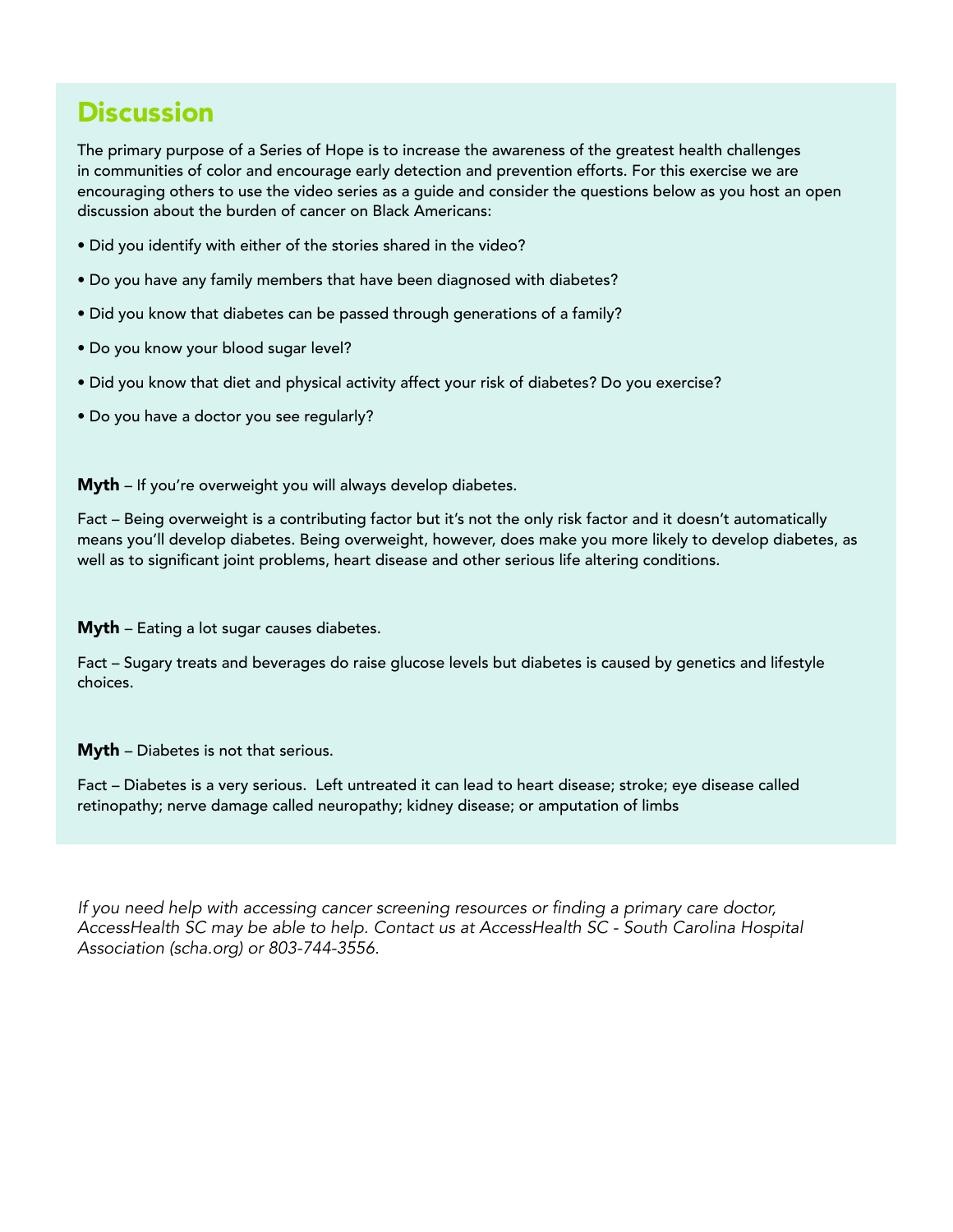## Discussion

The primary purpose of a Series of Hope is to increase the awareness of the greatest health challenges in communities of color and encourage early detection and prevention efforts. For this exercise we are encouraging others to use the video series as a guide and consider the questions below as you host an open discussion about the burden of cancer on Black Americans:

- Did you identify with either of the stories shared in the video?
- Do you have any family members that have been diagnosed with diabetes?
- Did you know that diabetes can be passed through generations of a family?
- Do you know your blood sugar level?
- Did you know that diet and physical activity affect your risk of diabetes? Do you exercise?
- Do you have a doctor you see regularly?

**Myth** – If you're overweight you will always develop diabetes.

Fact – Being overweight is a contributing factor but it's not the only risk factor and it doesn't automatically means you'll develop diabetes. Being overweight, however, does make you more likely to develop diabetes, as well as to significant joint problems, heart disease and other serious life altering conditions.

**Myth** – Eating a lot sugar causes diabetes.

Fact – Sugary treats and beverages do raise glucose levels but diabetes is caused by genetics and lifestyle choices.

**Myth** – Diabetes is not that serious.

Fact – Diabetes is a very serious. Left untreated it can lead to heart disease; stroke; eye disease called retinopathy; nerve damage called neuropathy; kidney disease; or amputation of limbs

*If you need help with accessing cancer screening resources or finding a primary care doctor, AccessHealth SC may be able to help. Contact us at AccessHealth SC - South Carolina Hospital Association (scha.org) or 803-744-3556.*